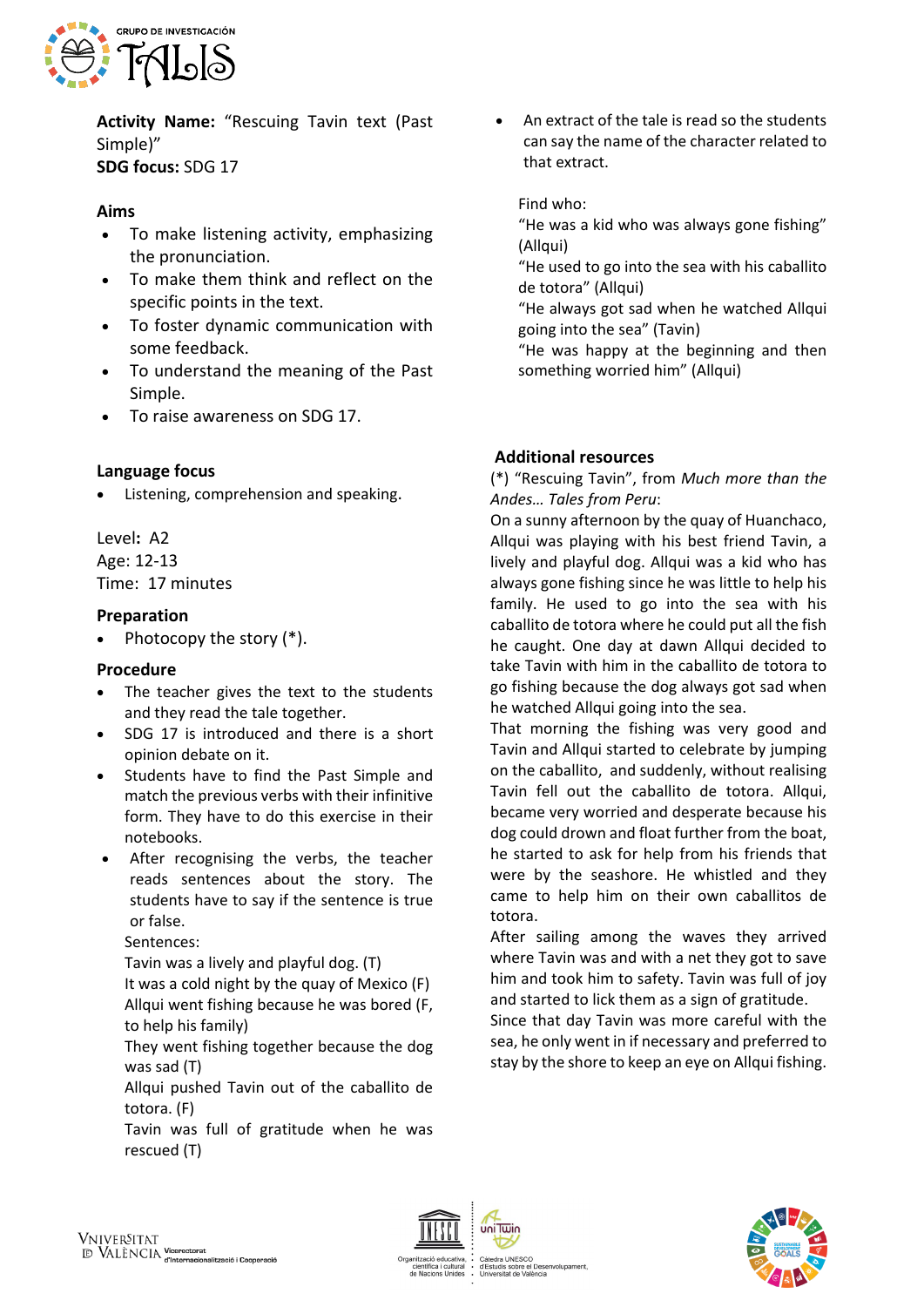**Activity Name:** "Rescuing Tavin text (Past Simple)"
**SDG focus:** SDG 17

### Aims

- To make listening activity, emphasizing the pronunciation.
- To make them think and reflect on the specific points in the text.
- To foster dynamic communication with some feedback.
- To understand the meaning of the Past Simple.
- To raise awareness on SDG 17.

### Language focus

- Listening, comprehension and speaking.

Level: A2
Age: 12-13
Time: 17 minutes

### Preparation

- Photocopy the story (*).

### Procedure

- The teacher gives the text to the students and they read the tale together.
- SDG 17 is introduced and there is a short opinion debate on it.
- Students have to find the Past Simple and match the previous verbs with their infinitive form. They have to do this exercise in their notebooks.
- After recognising the verbs, the teacher reads sentences about the story. The students have to say if the sentence is true or false.

  Sentences:
  Tavin was a lively and playful dog. (T)
  It was a cold night by the quay of Mexico (F)
  Allqui went fishing because he was bored (F, to help his family)
  They went fishing together because the dog was sad (T)
  Allqui pushed Tavin out of the caballito de totora. (F)
  Tavin was full of gratitude when he was rescued (T)
- An extract of the tale is read so the students can say the name of the character related to that extract.

  Find who:
  "He was a kid who was always gone fishing" (Allqui)
  "He used to go into the sea with his caballito de totora" (Allqui)
  "He always got sad when he watched Allqui going into the sea" (Tavin)
  "He was happy at the beginning and then something worried him" (Allqui)

### Additional resources

(*) "Rescuing Tavin", from *Much more than the Andes… Tales from Peru*:
On a sunny afternoon by the quay of Huanchaco, Allqui was playing with his best friend Tavin, a lively and playful dog. Allqui was a kid who has always gone fishing since he was little to help his family. He used to go into the sea with his caballito de totora where he could put all the fish he caught. One day at dawn Allqui decided to take Tavin with him in the caballito de totora to go fishing because the dog always got sad when he watched Allqui going into the sea.
That morning the fishing was very good and Tavin and Allqui started to celebrate by jumping on the caballito, and suddenly, without realising Tavin fell out the caballito de totora. Allqui, became very worried and desperate because his dog could drown and float further from the boat, he started to ask for help from his friends that were by the seashore. He whistled and they came to help him on their own caballitos de totora.
After sailing among the waves they arrived where Tavin was and with a net they got to save him and took him to safety. Tavin was full of joy and started to lick them as a sign of gratitude.
Since that day Tavin was more careful with the sea, he only went in if necessary and preferred to stay by the shore to keep an eye on Allqui fishing.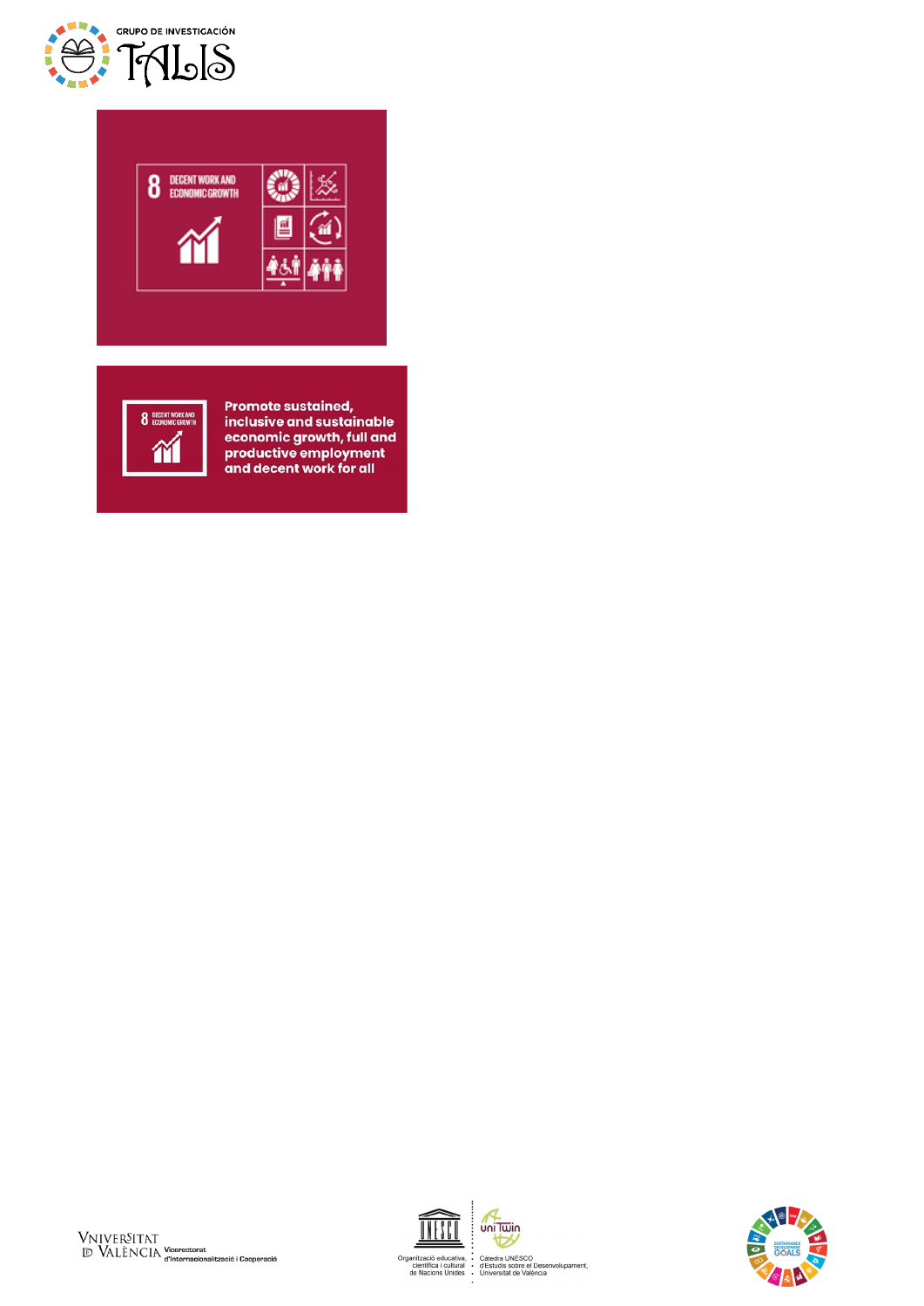8 DECENT WORK AND ECONOMIC GROWTH

8 DECENT WORK AND ECONOMIC GROWTH

Promote sustained, inclusive and sustainable economic growth, full and productive employment and decent work for all